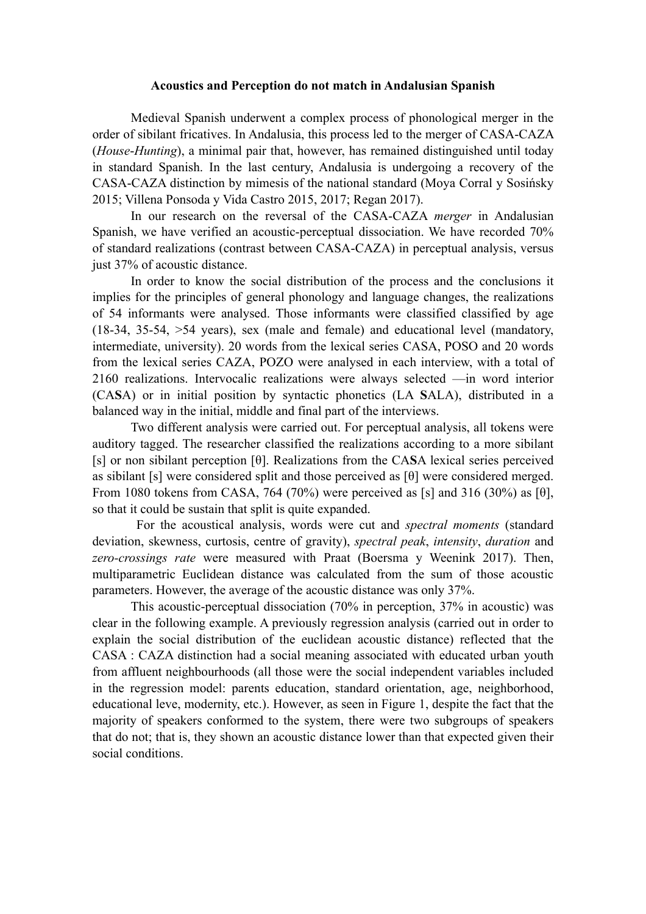**Acoustics and Perception do not match in Andalusian Spanish**

Medieval Spanish underwent a complex process of phonological merger in the order of sibilant fricatives. In Andalusia, this process led to the merger of CASA-CAZA (*House-Hunting*), a minimal pair that, however, has remained distinguished until today in standard Spanish. In the last century, Andalusia is undergoing a recovery of the CASA-CAZA distinction by mimesis of the national standard (Moya Corral y Sosińsky 2015; Villena Ponsoda y Vida Castro 2015, 2017; Regan 2017).

In our research on the reversal of the CASA-CAZA *merger* in Andalusian Spanish, we have verified an acoustic-perceptual dissociation. We have recorded 70% of standard realizations (contrast between CASA-CAZA) in perceptual analysis, versus just 37% of acoustic distance.

In order to know the social distribution of the process and the conclusions it implies for the principles of general phonology and language changes, the realizations of 54 informants were analysed. Those informants were classified classified by age (18-34, 35-54, >54 years), sex (male and female) and educational level (mandatory, intermediate, university). 20 words from the lexical series CASA, POSO and 20 words from the lexical series CAZA, POZO were analysed in each interview, with a total of 2160 realizations. Intervocalic realizations were always selected —in word interior (CA**S**A) or in initial position by syntactic phonetics (LA **S**ALA), distributed in a balanced way in the initial, middle and final part of the interviews.

Two different analysis were carried out. For perceptual analysis, all tokens were auditory tagged. The researcher classified the realizations according to a more sibilant [s] or non sibilant perception [θ]. Realizations from the CA**S**A lexical series perceived as sibilant [s] were considered split and those perceived as [θ] were considered merged. From 1080 tokens from CASA, 764 (70%) were perceived as [s] and 316 (30%) as [θ], so that it could be sustain that split is quite expanded.

For the acoustical analysis, words were cut and *spectral moments* (standard deviation, skewness, curtosis, centre of gravity), *spectral peak*, *intensity*, *duration* and *zero-crossings rate* were measured with Praat (Boersma y Weenink 2017). Then, multiparametric Euclidean distance was calculated from the sum of those acoustic parameters. However, the average of the acoustic distance was only 37%.

This acoustic-perceptual dissociation (70% in perception, 37% in acoustic) was clear in the following example. A previously regression analysis (carried out in order to explain the social distribution of the euclidean acoustic distance) reflected that the CASA : CAZA distinction had a social meaning associated with educated urban youth from affluent neighbourhoods (all those were the social independent variables included in the regression model: parents education, standard orientation, age, neighborhood, educational leve, modernity, etc.). However, as seen in Figure 1, despite the fact that the majority of speakers conformed to the system, there were two subgroups of speakers that do not; that is, they shown an acoustic distance lower than that expected given their social conditions.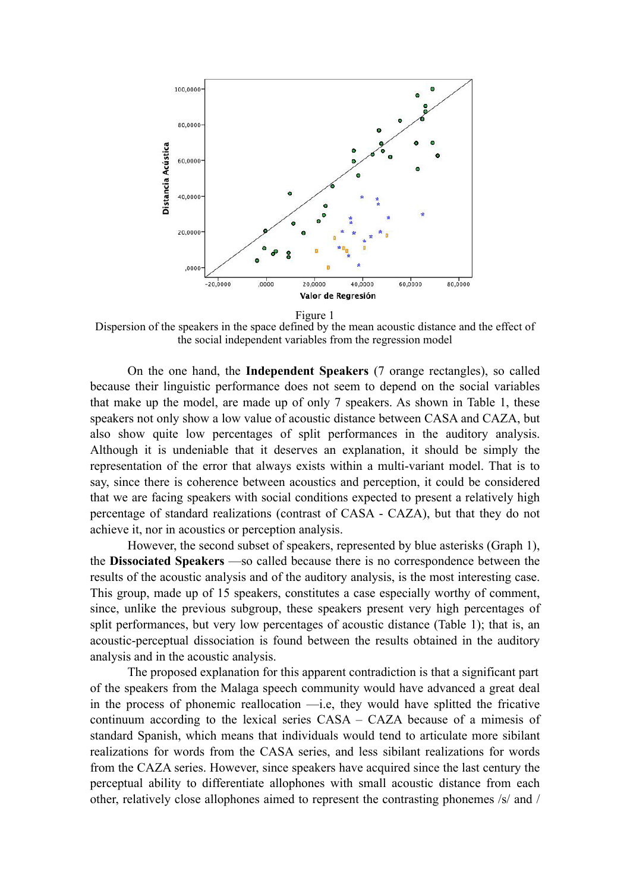Figure 1
Dispersion of the speakers in the space defined by the mean acoustic distance and the effect of the social independent variables from the regression model

On the one hand, the **Independent Speakers** (7 orange rectangles), so called because their linguistic performance does not seem to depend on the social variables that make up the model, are made up of only 7 speakers. As shown in Table 1, these speakers not only show a low value of acoustic distance between CASA and CAZA, but also show quite low percentages of split performances in the auditory analysis. Although it is undeniable that it deserves an explanation, it should be simply the representation of the error that always exists within a multi-variant model. That is to say, since there is coherence between acoustics and perception, it could be considered that we are facing speakers with social conditions expected to present a relatively high percentage of standard realizations (contrast of CASA - CAZA), but that they do not achieve it, nor in acoustics or perception analysis.

However, the second subset of speakers, represented by blue asterisks (Graph 1), the **Dissociated Speakers** —so called because there is no correspondence between the results of the acoustic analysis and of the auditory analysis, is the most interesting case. This group, made up of 15 speakers, constitutes a case especially worthy of comment, since, unlike the previous subgroup, these speakers present very high percentages of split performances, but very low percentages of acoustic distance (Table 1); that is, an acoustic-perceptual dissociation is found between the results obtained in the auditory analysis and in the acoustic analysis.

The proposed explanation for this apparent contradiction is that a significant part of the speakers from the Malaga speech community would have advanced a great deal in the process of phonemic reallocation —i.e, they would have splitted the fricative continuum according to the lexical series CASA – CAZA because of a mimesis of standard Spanish, which means that individuals would tend to articulate more sibilant realizations for words from the CASA series, and less sibilant realizations for words from the CAZA series. However, since speakers have acquired since the last century the perceptual ability to differentiate allophones with small acoustic distance from each other, relatively close allophones aimed to represent the contrasting phonemes /s/ and /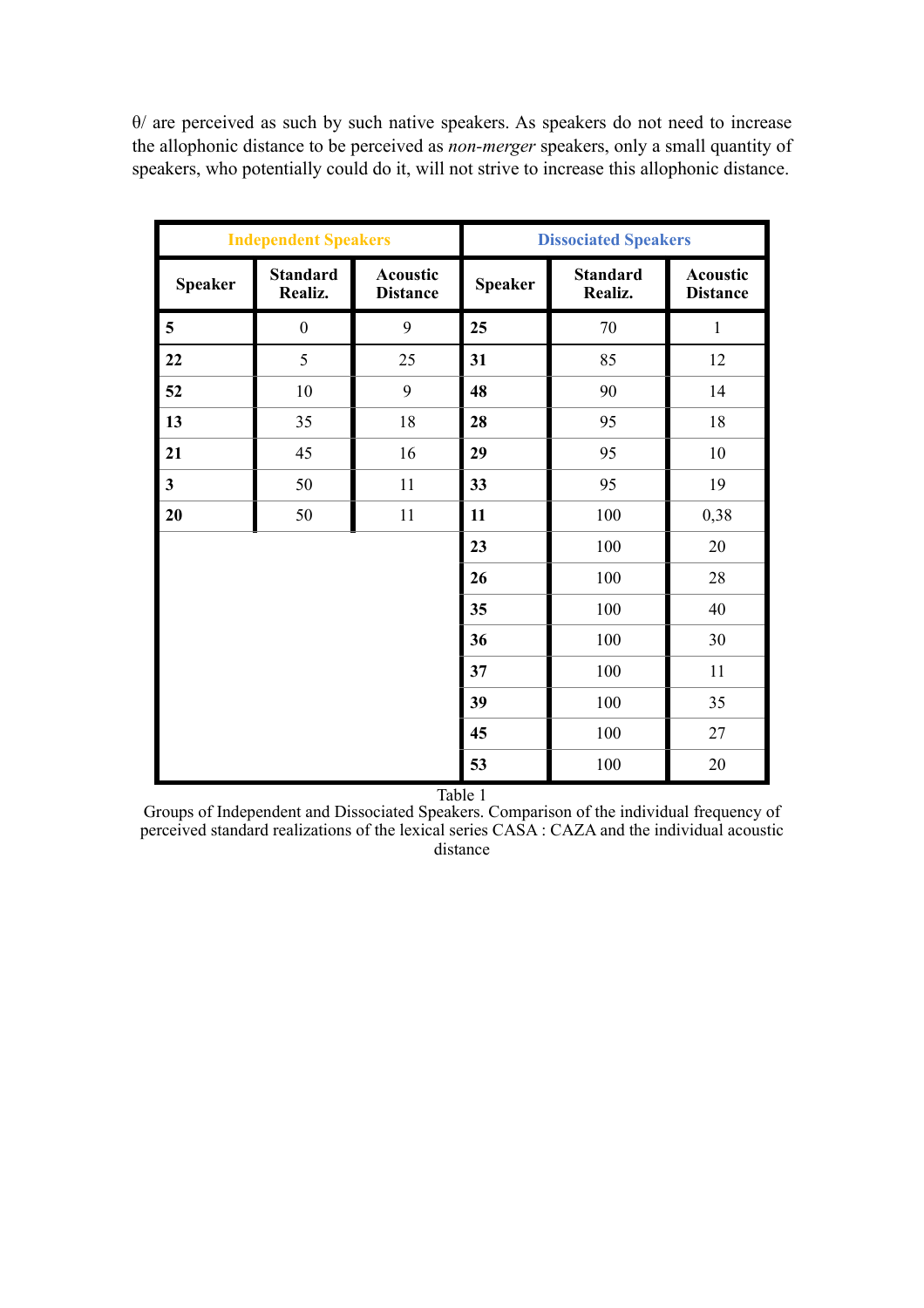θ/ are perceived as such by such native speakers. As speakers do not need to increase the allophonic distance to be perceived as *non-merger* speakers, only a small quantity of speakers, who potentially could do it, will not strive to increase this allophonic distance.

| Independent Speakers | | | Dissociated Speakers | | |
|---|---|---|---|---|---|
| **Speaker** | **Standard Realiz.** | **Acoustic Distance** | **Speaker** | **Standard Realiz.** | **Acoustic Distance** |
| **5** | 0 | 9 | **25** | 70 | 1 |
| **22** | 5 | 25 | **31** | 85 | 12 |
| **52** | 10 | 9 | **48** | 90 | 14 |
| **13** | 35 | 18 | **28** | 95 | 18 |
| **21** | 45 | 16 | **29** | 95 | 10 |
| **3** | 50 | 11 | **33** | 95 | 19 |
| **20** | 50 | 11 | **11** | 100 | 0,38 |
| | | | **23** | 100 | 20 |
| | | | **26** | 100 | 28 |
| | | | **35** | 100 | 40 |
| | | | **36** | 100 | 30 |
| | | | **37** | 100 | 11 |
| | | | **39** | 100 | 35 |
| | | | **45** | 100 | 27 |
| | | | **53** | 100 | 20 |

Table 1
Groups of Independent and Dissociated Speakers. Comparison of the individual frequency of perceived standard realizations of the lexical series CASA : CAZA and the individual acoustic distance